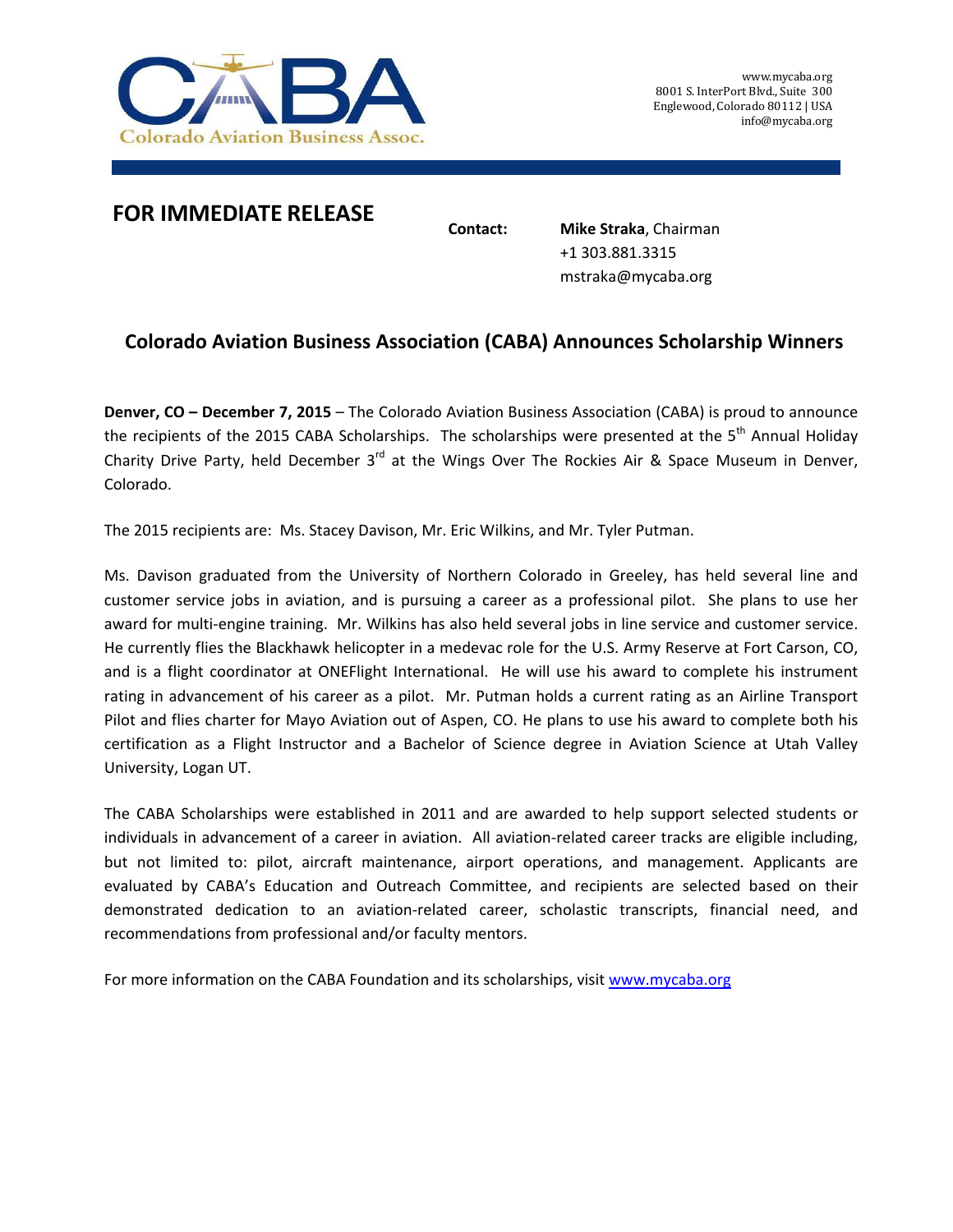Colorado Aviation Business Assoc.

www.mycaba.org
8001 S. InterPort Blvd., Suite 300
Englewood, Colorado 80112 | USA
info@mycaba.org

**FOR IMMEDIATE RELEASE**

**Contact:** **Mike Straka**, Chairman
+1 303.881.3315
mstraka@mycaba.org

## Colorado Aviation Business Association (CABA) Announces Scholarship Winners

**Denver, CO – December 7, 2015** – The Colorado Aviation Business Association (CABA) is proud to announce the recipients of the 2015 CABA Scholarships. The scholarships were presented at the 5th Annual Holiday Charity Drive Party, held December 3rd at the Wings Over The Rockies Air & Space Museum in Denver, Colorado.

The 2015 recipients are: Ms. Stacey Davison, Mr. Eric Wilkins, and Mr. Tyler Putman.

Ms. Davison graduated from the University of Northern Colorado in Greeley, has held several line and customer service jobs in aviation, and is pursuing a career as a professional pilot. She plans to use her award for multi-engine training. Mr. Wilkins has also held several jobs in line service and customer service. He currently flies the Blackhawk helicopter in a medevac role for the U.S. Army Reserve at Fort Carson, CO, and is a flight coordinator at ONEFlight International. He will use his award to complete his instrument rating in advancement of his career as a pilot. Mr. Putman holds a current rating as an Airline Transport Pilot and flies charter for Mayo Aviation out of Aspen, CO. He plans to use his award to complete both his certification as a Flight Instructor and a Bachelor of Science degree in Aviation Science at Utah Valley University, Logan UT.

The CABA Scholarships were established in 2011 and are awarded to help support selected students or individuals in advancement of a career in aviation. All aviation-related career tracks are eligible including, but not limited to: pilot, aircraft maintenance, airport operations, and management. Applicants are evaluated by CABA's Education and Outreach Committee, and recipients are selected based on their demonstrated dedication to an aviation-related career, scholastic transcripts, financial need, and recommendations from professional and/or faculty mentors.

For more information on the CABA Foundation and its scholarships, visit www.mycaba.org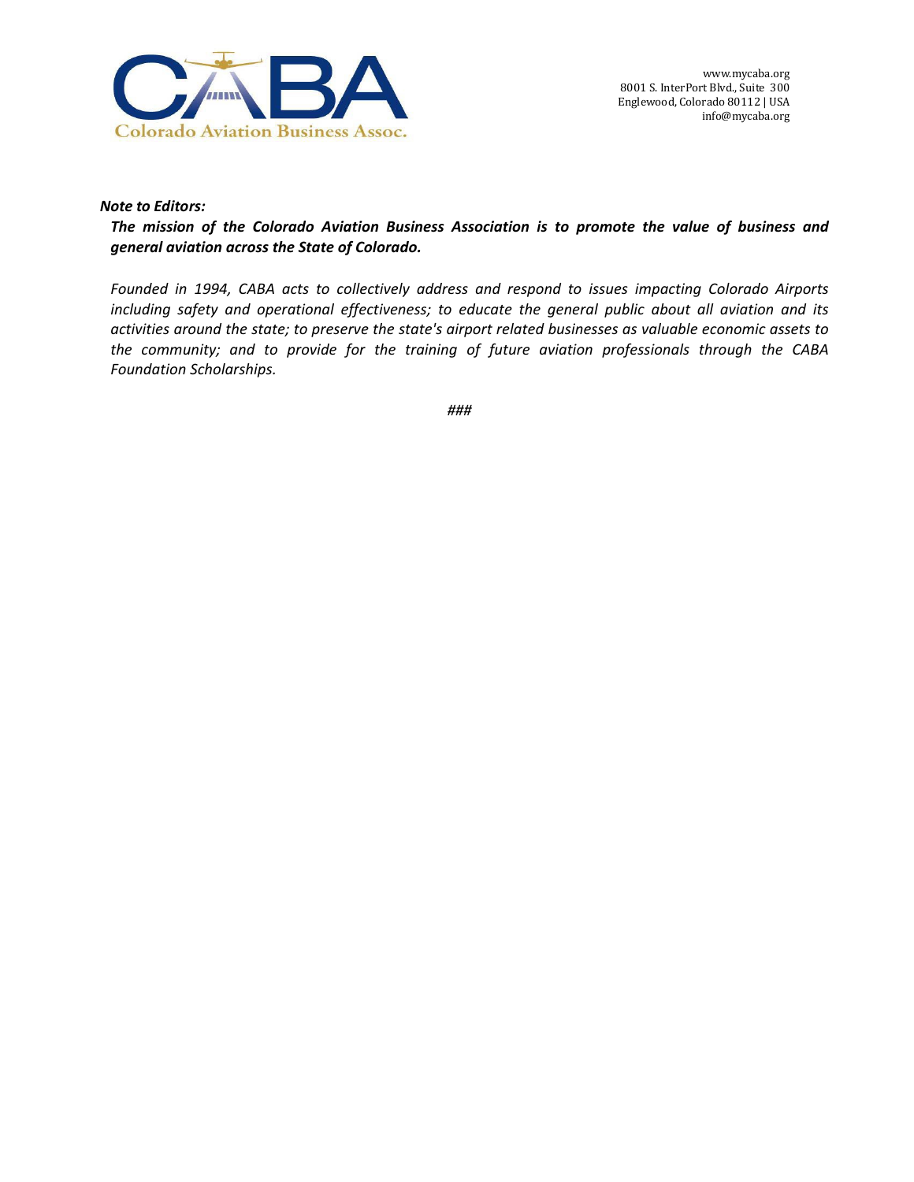Colorado Aviation Business Assoc.

www.mycaba.org
8001 S. InterPort Blvd., Suite 300
Englewood, Colorado 80112 | USA
info@mycaba.org

***Note to Editors:***

***The mission of the Colorado Aviation Business Association is to promote the value of business and general aviation across the State of Colorado.***

*Founded in 1994, CABA acts to collectively address and respond to issues impacting Colorado Airports including safety and operational effectiveness; to educate the general public about all aviation and its activities around the state; to preserve the state's airport related businesses as valuable economic assets to the community; and to provide for the training of future aviation professionals through the CABA Foundation Scholarships.*

*###*